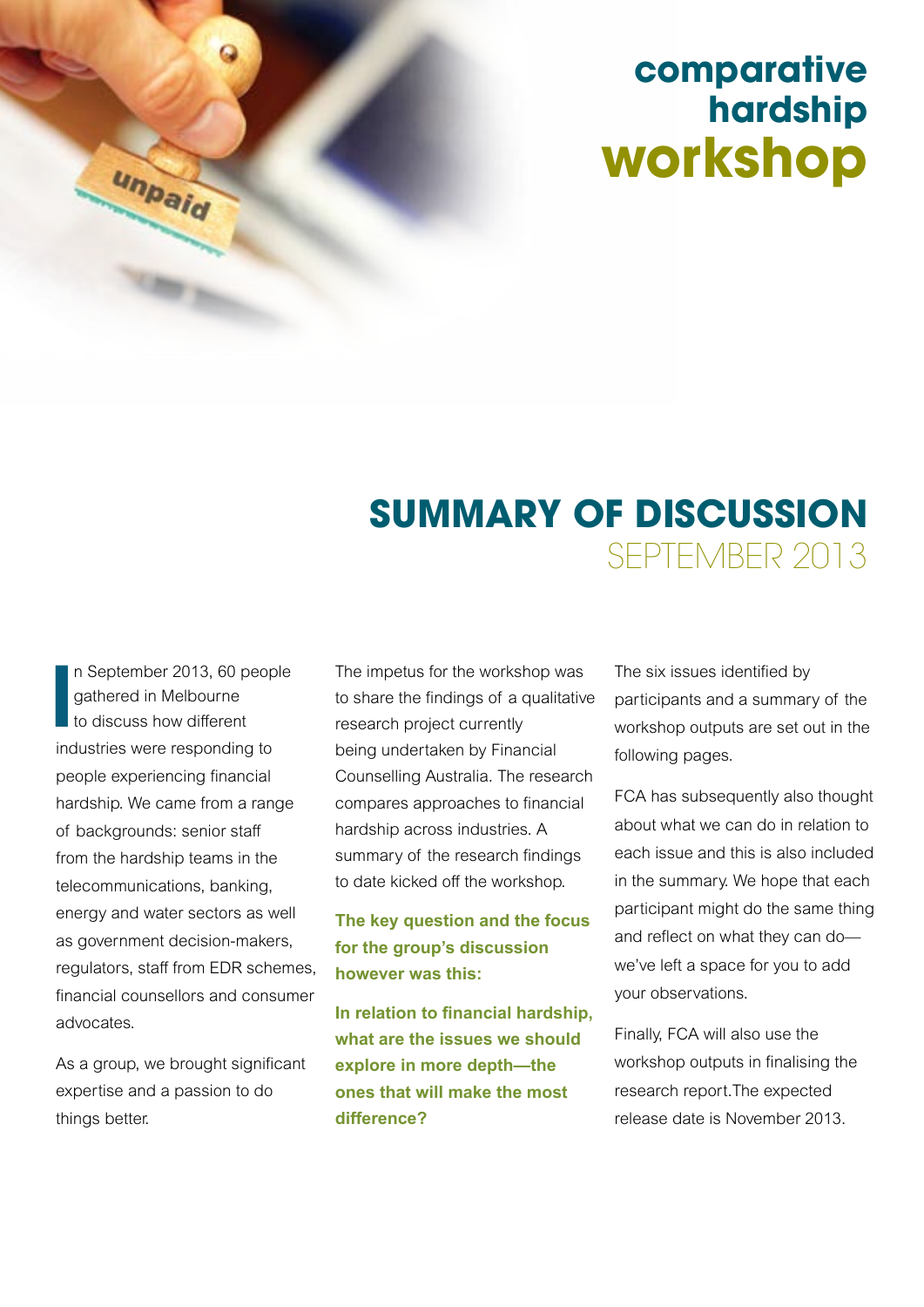# comparative hardship workshop

## SUMMARY OF DISCUSSION SEPTEMBER 2013

In September 2013, 60 people gathered in Melbourne to discuss how different industries were responding to people experiencing financial hardship. We came from a range of backgrounds: senior staff from the hardship teams in the telecommunications, banking, energy and water sectors as well as government decision-makers, regulators, staff from EDR schemes, financial counsellors and consumer advocates.

As a group, we brought significant expertise and a passion to do things better.

The impetus for the workshop was to share the findings of a qualitative research project currently being undertaken by Financial Counselling Australia. The research compares approaches to financial hardship across industries. A summary of the research findings to date kicked off the workshop.

**The key question and the focus for the group's discussion however was this:**

**In relation to financial hardship, what are the issues we should explore in more depth—the ones that will make the most difference?**

The six issues identified by participants and a summary of the workshop outputs are set out in the following pages.

FCA has subsequently also thought about what we can do in relation to each issue and this is also included in the summary. We hope that each participant might do the same thing and reflect on what they can do—we've left a space for you to add your observations.

Finally, FCA will also use the workshop outputs in finalising the research report.The expected release date is November 2013.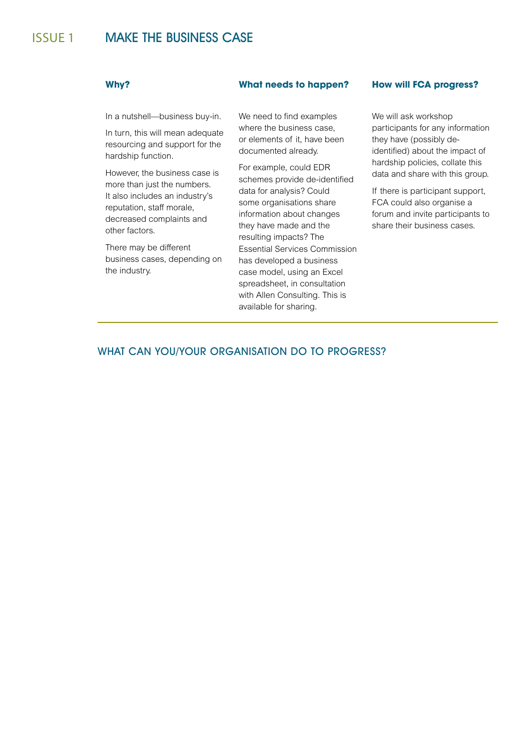# ISSUE 1 MAKE THE BUSINESS CASE

### Why?

In a nutshell—business buy-in.

In turn, this will mean adequate resourcing and support for the hardship function.

However, the business case is more than just the numbers. It also includes an industry's reputation, staff morale, decreased complaints and other factors.

There may be different business cases, depending on the industry.

### What needs to happen?

We need to find examples where the business case, or elements of it, have been documented already.

For example, could EDR schemes provide de-identified data for analysis? Could some organisations share information about changes they have made and the resulting impacts? The Essential Services Commission has developed a business case model, using an Excel spreadsheet, in consultation with Allen Consulting. This is available for sharing.

### How will FCA progress?

We will ask workshop participants for any information they have (possibly de-identified) about the impact of hardship policies, collate this data and share with this group.

If there is participant support, FCA could also organise a forum and invite participants to share their business cases.

## WHAT CAN YOU/YOUR ORGANISATION DO TO PROGRESS?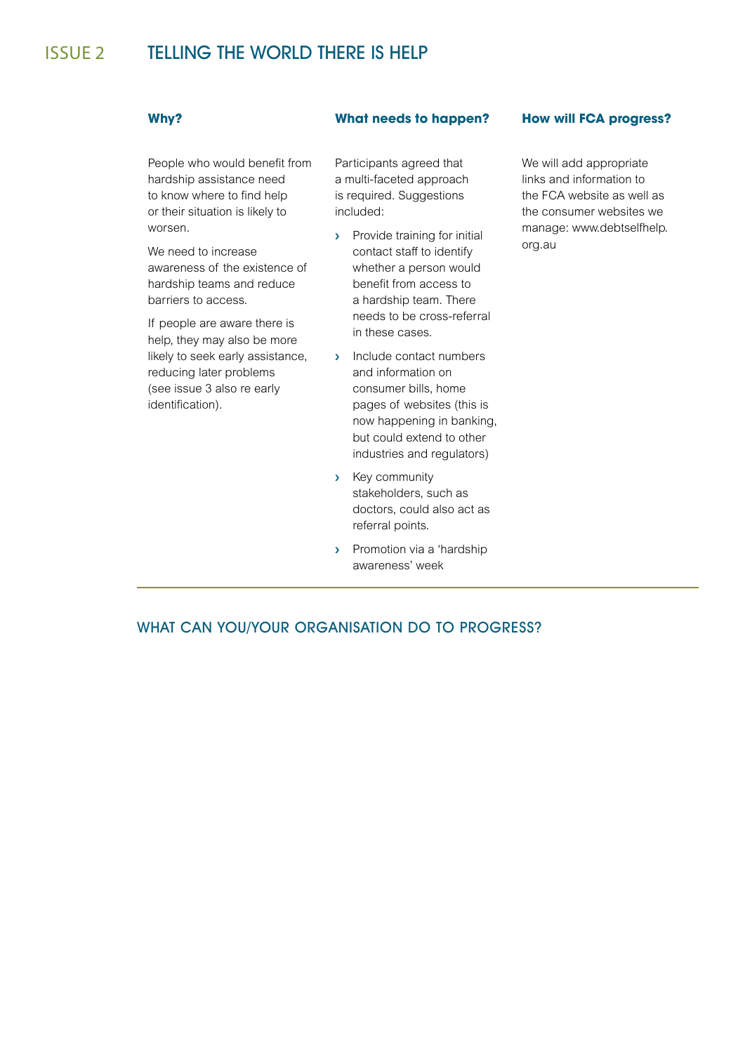# ISSUE 2 TELLING THE WORLD THERE IS HELP

### Why?

People who would benefit from hardship assistance need to know where to find help or their situation is likely to worsen.

We need to increase awareness of the existence of hardship teams and reduce barriers to access.

If people are aware there is help, they may also be more likely to seek early assistance, reducing later problems (see issue 3 also re early identification).

### What needs to happen?

Participants agreed that a multi-faceted approach is required. Suggestions included:

- Provide training for initial contact staff to identify whether a person would benefit from access to a hardship team. There needs to be cross-referral in these cases.
- Include contact numbers and information on consumer bills, home pages of websites (this is now happening in banking, but could extend to other industries and regulators)
- Key community stakeholders, such as doctors, could also act as referral points.
- Promotion via a 'hardship awareness' week

### How will FCA progress?

We will add appropriate links and information to the FCA website as well as the consumer websites we manage: www.debtselfhelp.org.au

## WHAT CAN YOU/YOUR ORGANISATION DO TO PROGRESS?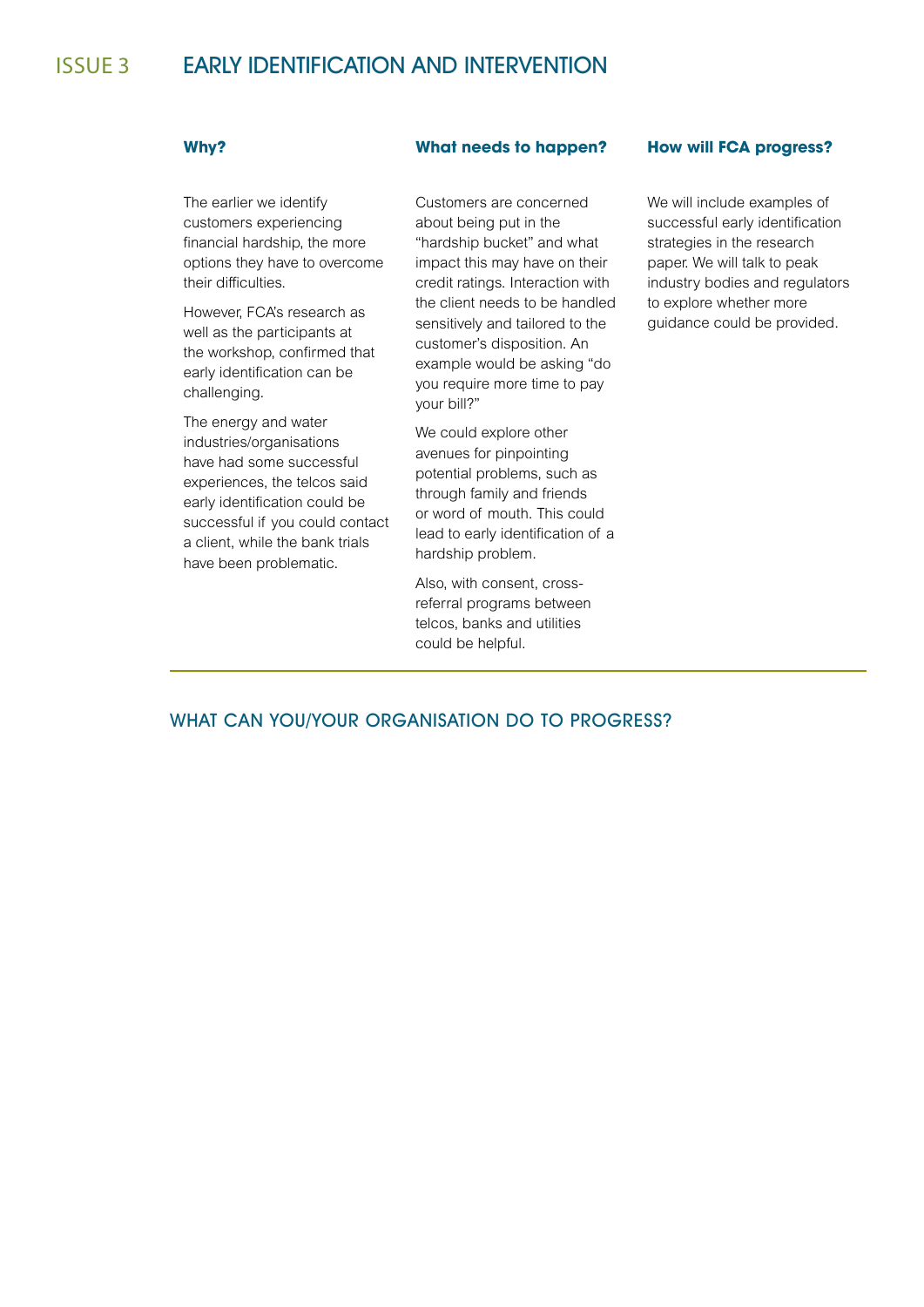# ISSUE 3 EARLY IDENTIFICATION AND INTERVENTION

### Why?

The earlier we identify customers experiencing financial hardship, the more options they have to overcome their difficulties.

However, FCA's research as well as the participants at the workshop, confirmed that early identification can be challenging.

The energy and water industries/organisations have had some successful experiences, the telcos said early identification could be successful if you could contact a client, while the bank trials have been problematic.

### What needs to happen?

Customers are concerned about being put in the "hardship bucket" and what impact this may have on their credit ratings. Interaction with the client needs to be handled sensitively and tailored to the customer's disposition. An example would be asking "do you require more time to pay your bill?"

We could explore other avenues for pinpointing potential problems, such as through family and friends or word of mouth. This could lead to early identification of a hardship problem.

Also, with consent, cross-referral programs between telcos, banks and utilities could be helpful.

### How will FCA progress?

We will include examples of successful early identification strategies in the research paper. We will talk to peak industry bodies and regulators to explore whether more guidance could be provided.

## WHAT CAN YOU/YOUR ORGANISATION DO TO PROGRESS?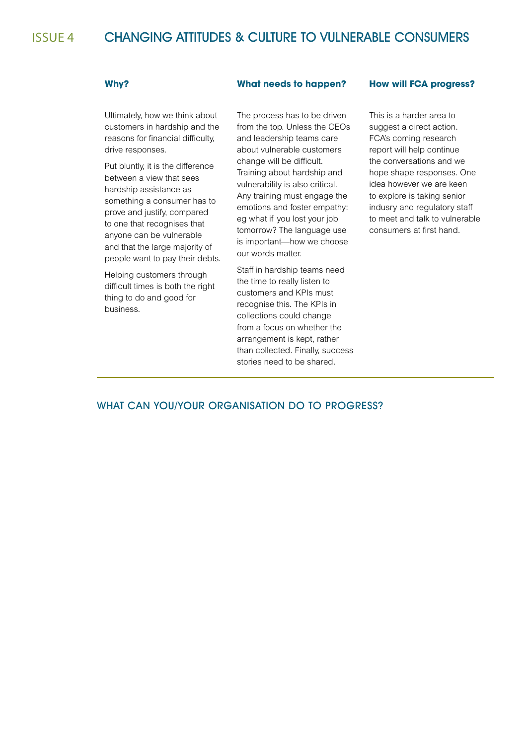# ISSUE 4 CHANGING ATTITUDES & CULTURE TO VULNERABLE CONSUMERS

### Why?

Ultimately, how we think about customers in hardship and the reasons for financial difficulty, drive responses.

Put bluntly, it is the difference between a view that sees hardship assistance as something a consumer has to prove and justify, compared to one that recognises that anyone can be vulnerable and that the large majority of people want to pay their debts.

Helping customers through difficult times is both the right thing to do and good for business.

### What needs to happen?

The process has to be driven from the top. Unless the CEOs and leadership teams care about vulnerable customers change will be difficult. Training about hardship and vulnerability is also critical. Any training must engage the emotions and foster empathy: eg what if you lost your job tomorrow? The language use is important—how we choose our words matter.

Staff in hardship teams need the time to really listen to customers and KPIs must recognise this. The KPIs in collections could change from a focus on whether the arrangement is kept, rather than collected. Finally, success stories need to be shared.

### How will FCA progress?

This is a harder area to suggest a direct action. FCA's coming research report will help continue the conversations and we hope shape responses. One idea however we are keen to explore is taking senior indusry and regulatory staff to meet and talk to vulnerable consumers at first hand.

## WHAT CAN YOU/YOUR ORGANISATION DO TO PROGRESS?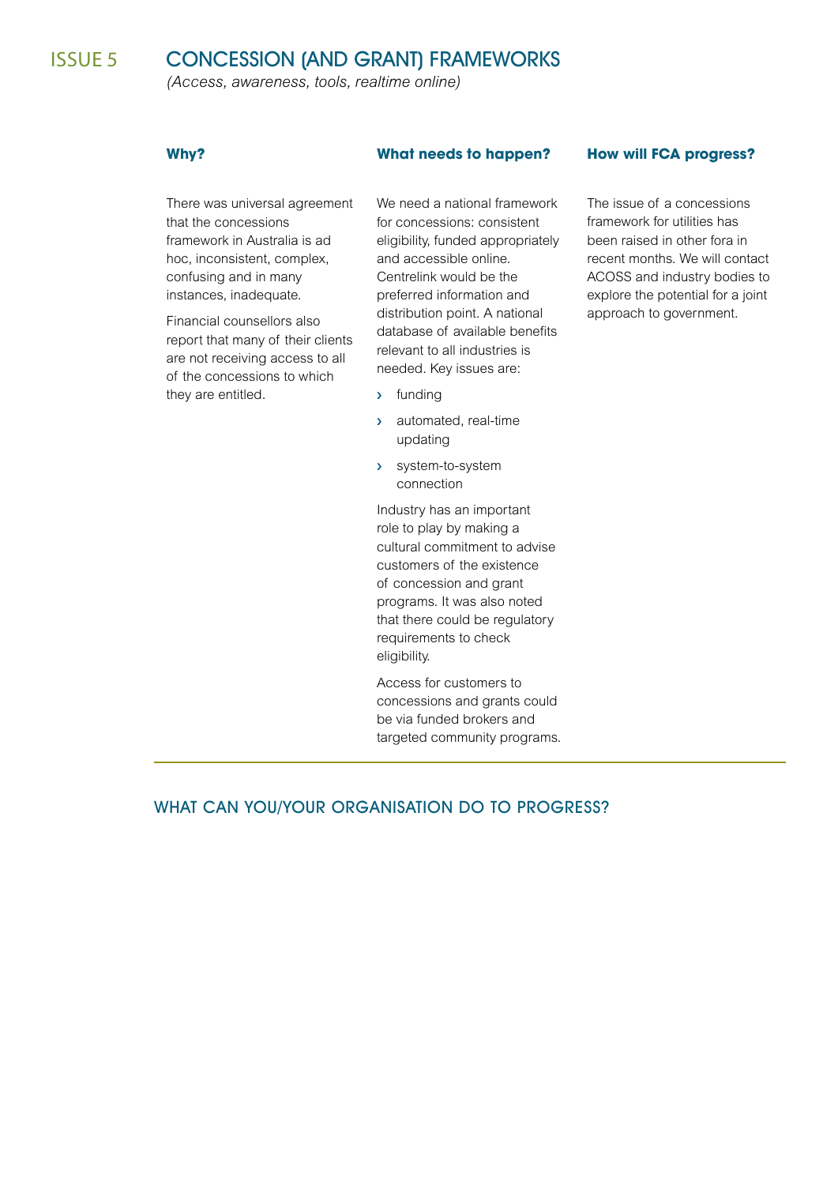## ISSUE 5 CONCESSION (AND GRANT) FRAMEWORKS

*(Access, awareness, tools, realtime online)*

### Why?

There was universal agreement that the concessions framework in Australia is ad hoc, inconsistent, complex, confusing and in many instances, inadequate.

Financial counsellors also report that many of their clients are not receiving access to all of the concessions to which they are entitled.

### What needs to happen?

We need a national framework for concessions: consistent eligibility, funded appropriately and accessible online. Centrelink would be the preferred information and distribution point. A national database of available benefits relevant to all industries is needed. Key issues are:

- funding
- automated, real-time updating
- system-to-system connection

Industry has an important role to play by making a cultural commitment to advise customers of the existence of concession and grant programs. It was also noted that there could be regulatory requirements to check eligibility.

Access for customers to concessions and grants could be via funded brokers and targeted community programs.

### How will FCA progress?

The issue of a concessions framework for utilities has been raised in other fora in recent months. We will contact ACOSS and industry bodies to explore the potential for a joint approach to government.

---

## WHAT CAN YOU/YOUR ORGANISATION DO TO PROGRESS?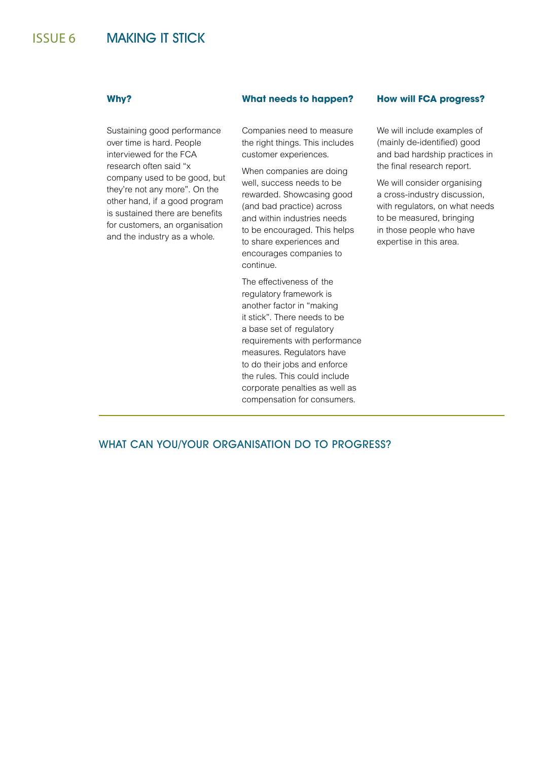# ISSUE 6 MAKING IT STICK

### Why?

Sustaining good performance over time is hard. People interviewed for the FCA research often said "x company used to be good, but they're not any more". On the other hand, if a good program is sustained there are benefits for customers, an organisation and the industry as a whole.

### What needs to happen?

Companies need to measure the right things. This includes customer experiences.

When companies are doing well, success needs to be rewarded. Showcasing good (and bad practice) across and within industries needs to be encouraged. This helps to share experiences and encourages companies to continue.

The effectiveness of the regulatory framework is another factor in "making it stick". There needs to be a base set of regulatory requirements with performance measures. Regulators have to do their jobs and enforce the rules. This could include corporate penalties as well as compensation for consumers.

### How will FCA progress?

We will include examples of (mainly de-identified) good and bad hardship practices in the final research report.

We will consider organising a cross-industry discussion, with regulators, on what needs to be measured, bringing in those people who have expertise in this area.

---

## WHAT CAN YOU/YOUR ORGANISATION DO TO PROGRESS?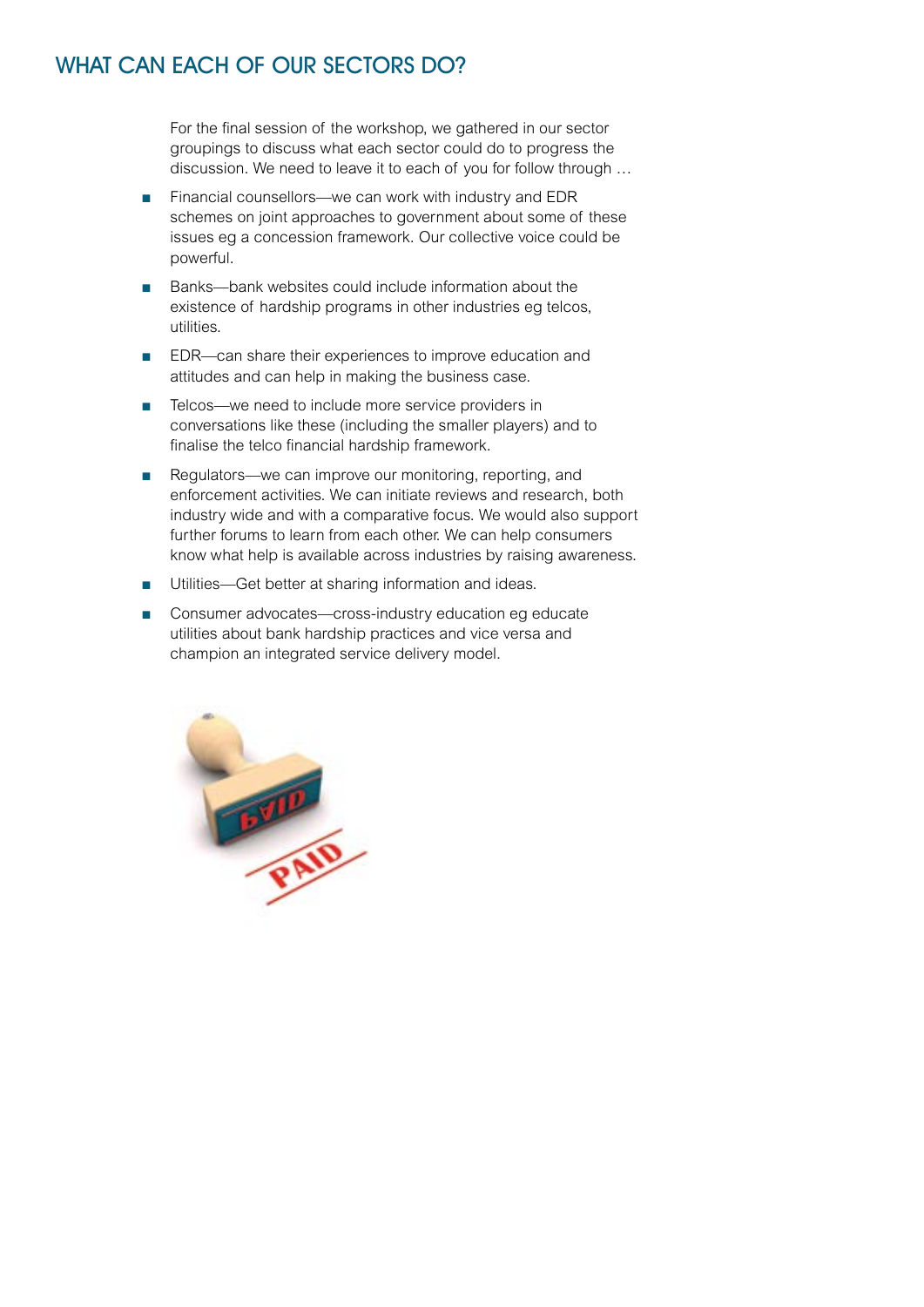## WHAT CAN EACH OF OUR SECTORS DO?

For the final session of the workshop, we gathered in our sector groupings to discuss what each sector could do to progress the discussion. We need to leave it to each of you for follow through …

- Financial counsellors—we can work with industry and EDR schemes on joint approaches to government about some of these issues eg a concession framework. Our collective voice could be powerful.
- Banks—bank websites could include information about the existence of hardship programs in other industries eg telcos, utilities.
- EDR—can share their experiences to improve education and attitudes and can help in making the business case.
- Telcos—we need to include more service providers in conversations like these (including the smaller players) and to finalise the telco financial hardship framework.
- Regulators—we can improve our monitoring, reporting, and enforcement activities. We can initiate reviews and research, both industry wide and with a comparative focus. We would also support further forums to learn from each other. We can help consumers know what help is available across industries by raising awareness.
- Utilities—Get better at sharing information and ideas.
- Consumer advocates—cross-industry education eg educate utilities about bank hardship practices and vice versa and champion an integrated service delivery model.